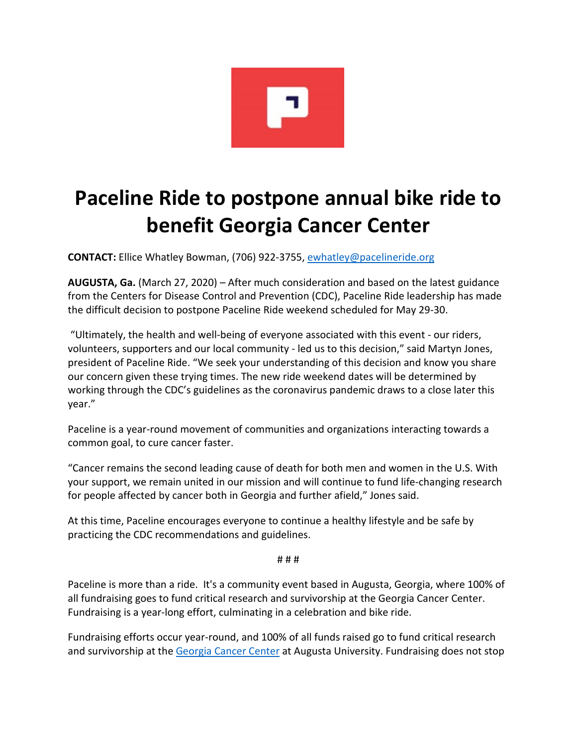# Paceline Ride to postpone annual bike ride to benefit Georgia Cancer Center

**CONTACT:** Ellice Whatley Bowman, (706) 922-3755, ewhatley@pacelineride.org

**AUGUSTA, Ga.** (March 27, 2020) – After much consideration and based on the latest guidance from the Centers for Disease Control and Prevention (CDC), Paceline Ride leadership has made the difficult decision to postpone Paceline Ride weekend scheduled for May 29-30.

"Ultimately, the health and well-being of everyone associated with this event - our riders, volunteers, supporters and our local community - led us to this decision," said Martyn Jones, president of Paceline Ride. "We seek your understanding of this decision and know you share our concern given these trying times. The new ride weekend dates will be determined by working through the CDC's guidelines as the coronavirus pandemic draws to a close later this year."

Paceline is a year-round movement of communities and organizations interacting towards a common goal, to cure cancer faster.

"Cancer remains the second leading cause of death for both men and women in the U.S. With your support, we remain united in our mission and will continue to fund life-changing research for people affected by cancer both in Georgia and further afield," Jones said.

At this time, Paceline encourages everyone to continue a healthy lifestyle and be safe by practicing the CDC recommendations and guidelines.

# # #

Paceline is more than a ride. It's a community event based in Augusta, Georgia, where 100% of all fundraising goes to fund critical research and survivorship at the Georgia Cancer Center. Fundraising is a year-long effort, culminating in a celebration and bike ride.

Fundraising efforts occur year-round, and 100% of all funds raised go to fund critical research and survivorship at the Georgia Cancer Center at Augusta University. Fundraising does not stop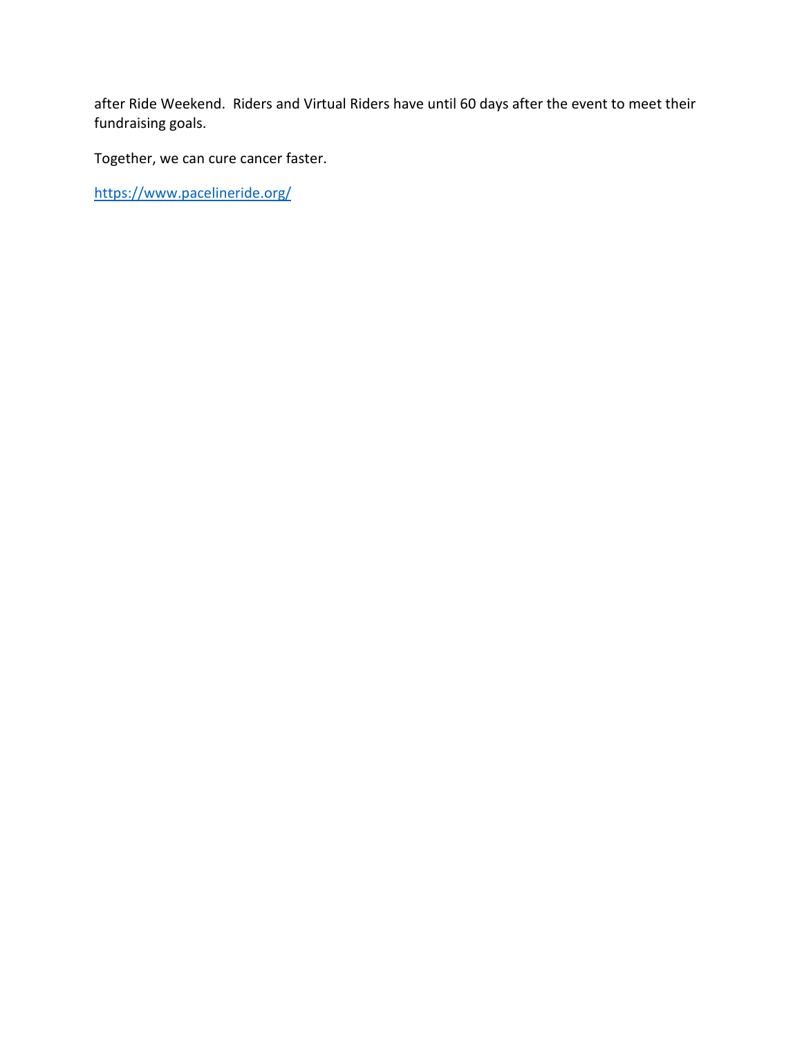after Ride Weekend.  Riders and Virtual Riders have until 60 days after the event to meet their fundraising goals.

Together, we can cure cancer faster.

https://www.pacelineride.org/